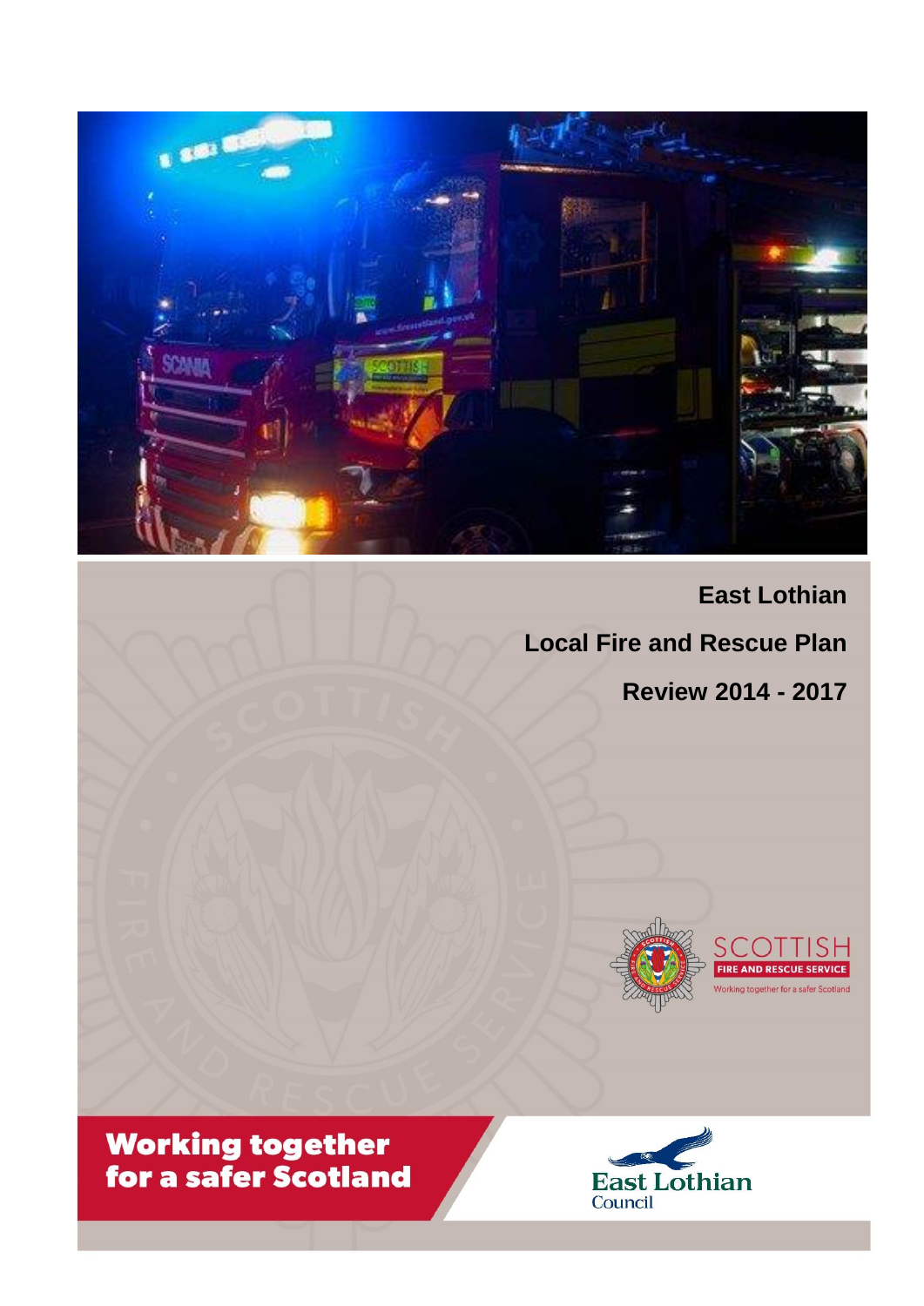# East Lothian

# Local Fire and Rescue Plan

# Review 2014 - 2017

SCOTTISH FIRE AND RESCUE SERVICE

Working together for a safer Scotland

**Working together for a safer Scotland**

East Lothian Council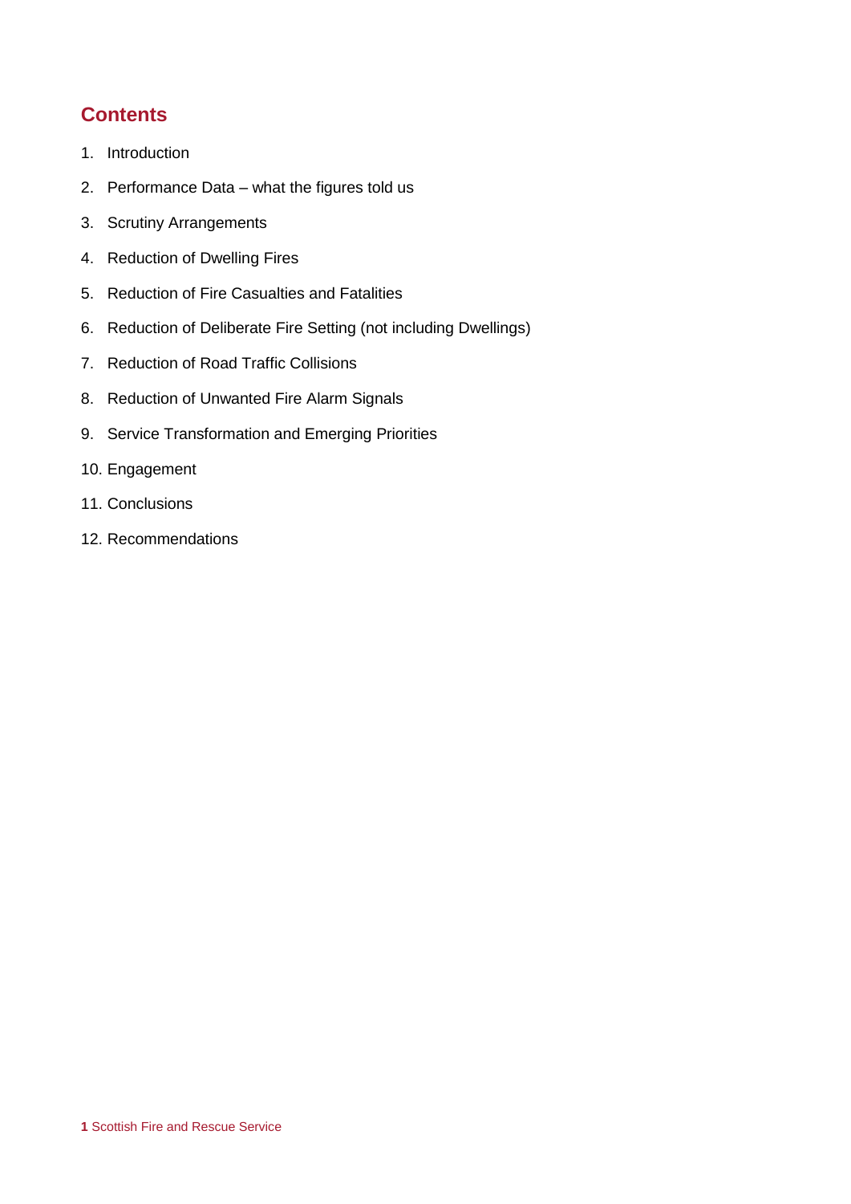## Contents

1. Introduction
2. Performance Data – what the figures told us
3. Scrutiny Arrangements
4. Reduction of Dwelling Fires
5. Reduction of Fire Casualties and Fatalities
6. Reduction of Deliberate Fire Setting (not including Dwellings)
7. Reduction of Road Traffic Collisions
8. Reduction of Unwanted Fire Alarm Signals
9. Service Transformation and Emerging Priorities
10. Engagement
11. Conclusions
12. Recommendations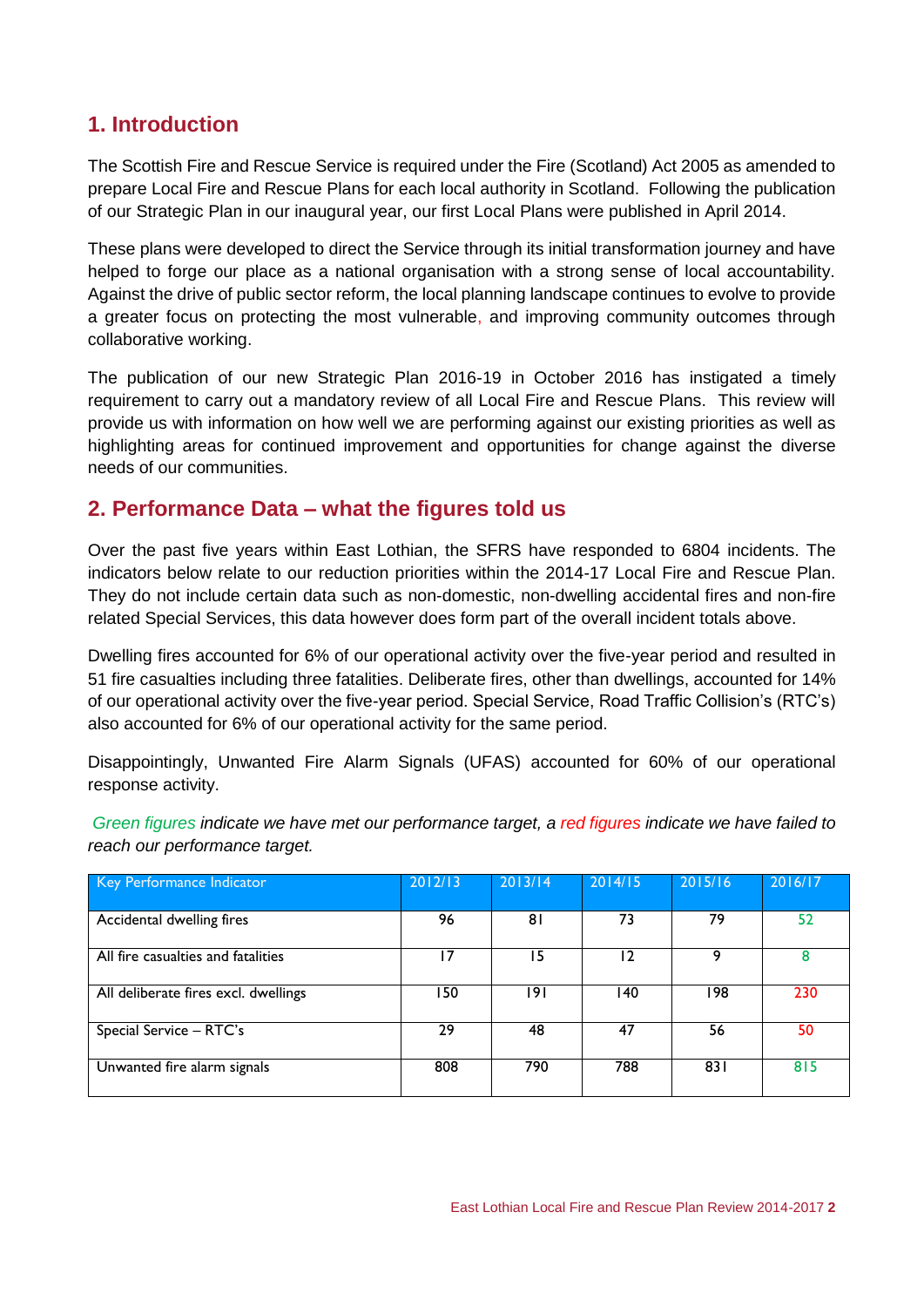## 1. Introduction

The Scottish Fire and Rescue Service is required under the Fire (Scotland) Act 2005 as amended to prepare Local Fire and Rescue Plans for each local authority in Scotland. Following the publication of our Strategic Plan in our inaugural year, our first Local Plans were published in April 2014.

These plans were developed to direct the Service through its initial transformation journey and have helped to forge our place as a national organisation with a strong sense of local accountability. Against the drive of public sector reform, the local planning landscape continues to evolve to provide a greater focus on protecting the most vulnerable, and improving community outcomes through collaborative working.

The publication of our new Strategic Plan 2016-19 in October 2016 has instigated a timely requirement to carry out a mandatory review of all Local Fire and Rescue Plans. This review will provide us with information on how well we are performing against our existing priorities as well as highlighting areas for continued improvement and opportunities for change against the diverse needs of our communities.

## 2. Performance Data – what the figures told us

Over the past five years within East Lothian, the SFRS have responded to 6804 incidents. The indicators below relate to our reduction priorities within the 2014-17 Local Fire and Rescue Plan. They do not include certain data such as non-domestic, non-dwelling accidental fires and non-fire related Special Services, this data however does form part of the overall incident totals above.

Dwelling fires accounted for 6% of our operational activity over the five-year period and resulted in 51 fire casualties including three fatalities. Deliberate fires, other than dwellings, accounted for 14% of our operational activity over the five-year period. Special Service, Road Traffic Collision's (RTC's) also accounted for 6% of our operational activity for the same period.

Disappointingly, Unwanted Fire Alarm Signals (UFAS) accounted for 60% of our operational response activity.

*Green figures indicate we have met our performance target, a red figures indicate we have failed to reach our performance target.*

| Key Performance Indicator | 2012/13 | 2013/14 | 2014/15 | 2015/16 | 2016/17 |
|---|---|---|---|---|---|
| Accidental dwelling fires | 96 | 81 | 73 | 79 | 52 |
| All fire casualties and fatalities | 17 | 15 | 12 | 9 | 8 |
| All deliberate fires excl. dwellings | 150 | 191 | 140 | 198 | 230 |
| Special Service – RTC's | 29 | 48 | 47 | 56 | 50 |
| Unwanted fire alarm signals | 808 | 790 | 788 | 831 | 815 |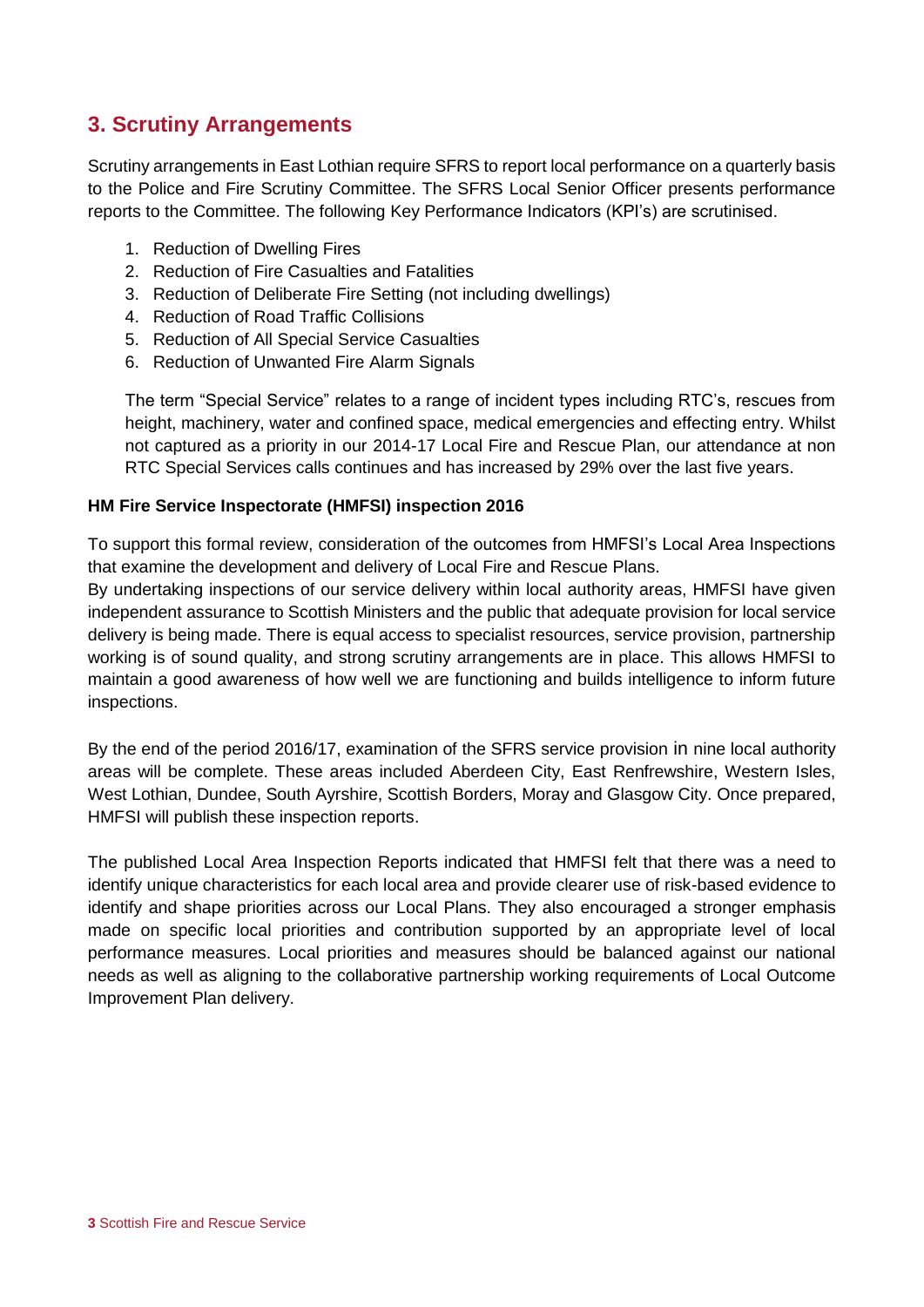## 3. Scrutiny Arrangements

Scrutiny arrangements in East Lothian require SFRS to report local performance on a quarterly basis to the Police and Fire Scrutiny Committee. The SFRS Local Senior Officer presents performance reports to the Committee. The following Key Performance Indicators (KPI's) are scrutinised.

1. Reduction of Dwelling Fires
2. Reduction of Fire Casualties and Fatalities
3. Reduction of Deliberate Fire Setting (not including dwellings)
4. Reduction of Road Traffic Collisions
5. Reduction of All Special Service Casualties
6. Reduction of Unwanted Fire Alarm Signals

The term "Special Service" relates to a range of incident types including RTC's, rescues from height, machinery, water and confined space, medical emergencies and effecting entry. Whilst not captured as a priority in our 2014-17 Local Fire and Rescue Plan, our attendance at non RTC Special Services calls continues and has increased by 29% over the last five years.

**HM Fire Service Inspectorate (HMFSI) inspection 2016**

To support this formal review, consideration of the outcomes from HMFSI's Local Area Inspections that examine the development and delivery of Local Fire and Rescue Plans.
By undertaking inspections of our service delivery within local authority areas, HMFSI have given independent assurance to Scottish Ministers and the public that adequate provision for local service delivery is being made. There is equal access to specialist resources, service provision, partnership working is of sound quality, and strong scrutiny arrangements are in place. This allows HMFSI to maintain a good awareness of how well we are functioning and builds intelligence to inform future inspections.

By the end of the period 2016/17, examination of the SFRS service provision in nine local authority areas will be complete. These areas included Aberdeen City, East Renfrewshire, Western Isles, West Lothian, Dundee, South Ayrshire, Scottish Borders, Moray and Glasgow City. Once prepared, HMFSI will publish these inspection reports.

The published Local Area Inspection Reports indicated that HMFSI felt that there was a need to identify unique characteristics for each local area and provide clearer use of risk-based evidence to identify and shape priorities across our Local Plans. They also encouraged a stronger emphasis made on specific local priorities and contribution supported by an appropriate level of local performance measures. Local priorities and measures should be balanced against our national needs as well as aligning to the collaborative partnership working requirements of Local Outcome Improvement Plan delivery.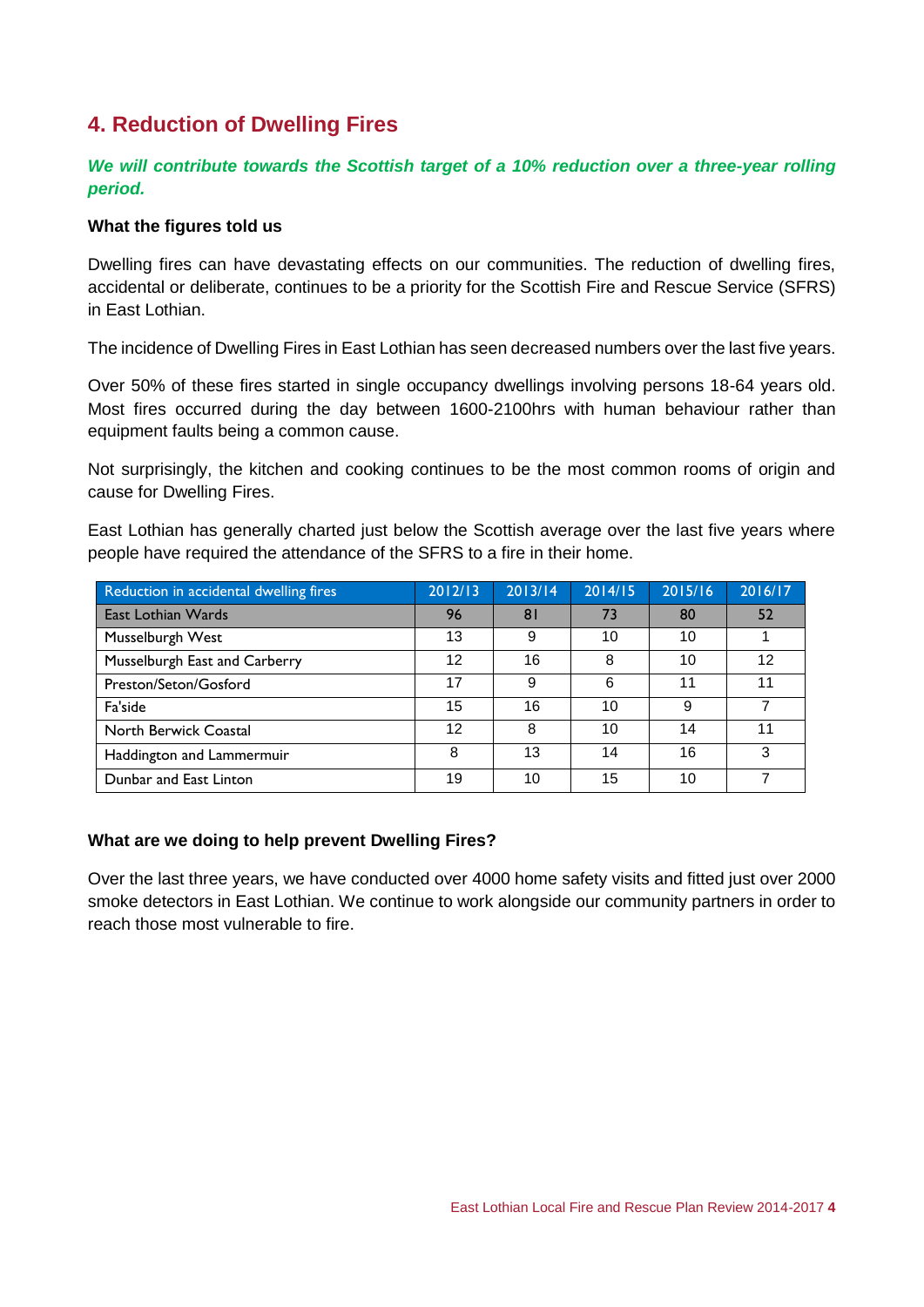## 4. Reduction of Dwelling Fires

***We will contribute towards the Scottish target of a 10% reduction over a three-year rolling period.***

**What the figures told us**

Dwelling fires can have devastating effects on our communities. The reduction of dwelling fires, accidental or deliberate, continues to be a priority for the Scottish Fire and Rescue Service (SFRS) in East Lothian.

The incidence of Dwelling Fires in East Lothian has seen decreased numbers over the last five years.

Over 50% of these fires started in single occupancy dwellings involving persons 18-64 years old. Most fires occurred during the day between 1600-2100hrs with human behaviour rather than equipment faults being a common cause.

Not surprisingly, the kitchen and cooking continues to be the most common rooms of origin and cause for Dwelling Fires.

East Lothian has generally charted just below the Scottish average over the last five years where people have required the attendance of the SFRS to a fire in their home.

| Reduction in accidental dwelling fires | 2012/13 | 2013/14 | 2014/15 | 2015/16 | 2016/17 |
|---|---|---|---|---|---|
| East Lothian Wards | 96 | 81 | 73 | 80 | 52 |
| Musselburgh West | 13 | 9 | 10 | 10 | 1 |
| Musselburgh East and Carberry | 12 | 16 | 8 | 10 | 12 |
| Preston/Seton/Gosford | 17 | 9 | 6 | 11 | 11 |
| Fa'side | 15 | 16 | 10 | 9 | 7 |
| North Berwick Coastal | 12 | 8 | 10 | 14 | 11 |
| Haddington and Lammermuir | 8 | 13 | 14 | 16 | 3 |
| Dunbar and East Linton | 19 | 10 | 15 | 10 | 7 |

**What are we doing to help prevent Dwelling Fires?**

Over the last three years, we have conducted over 4000 home safety visits and fitted just over 2000 smoke detectors in East Lothian. We continue to work alongside our community partners in order to reach those most vulnerable to fire.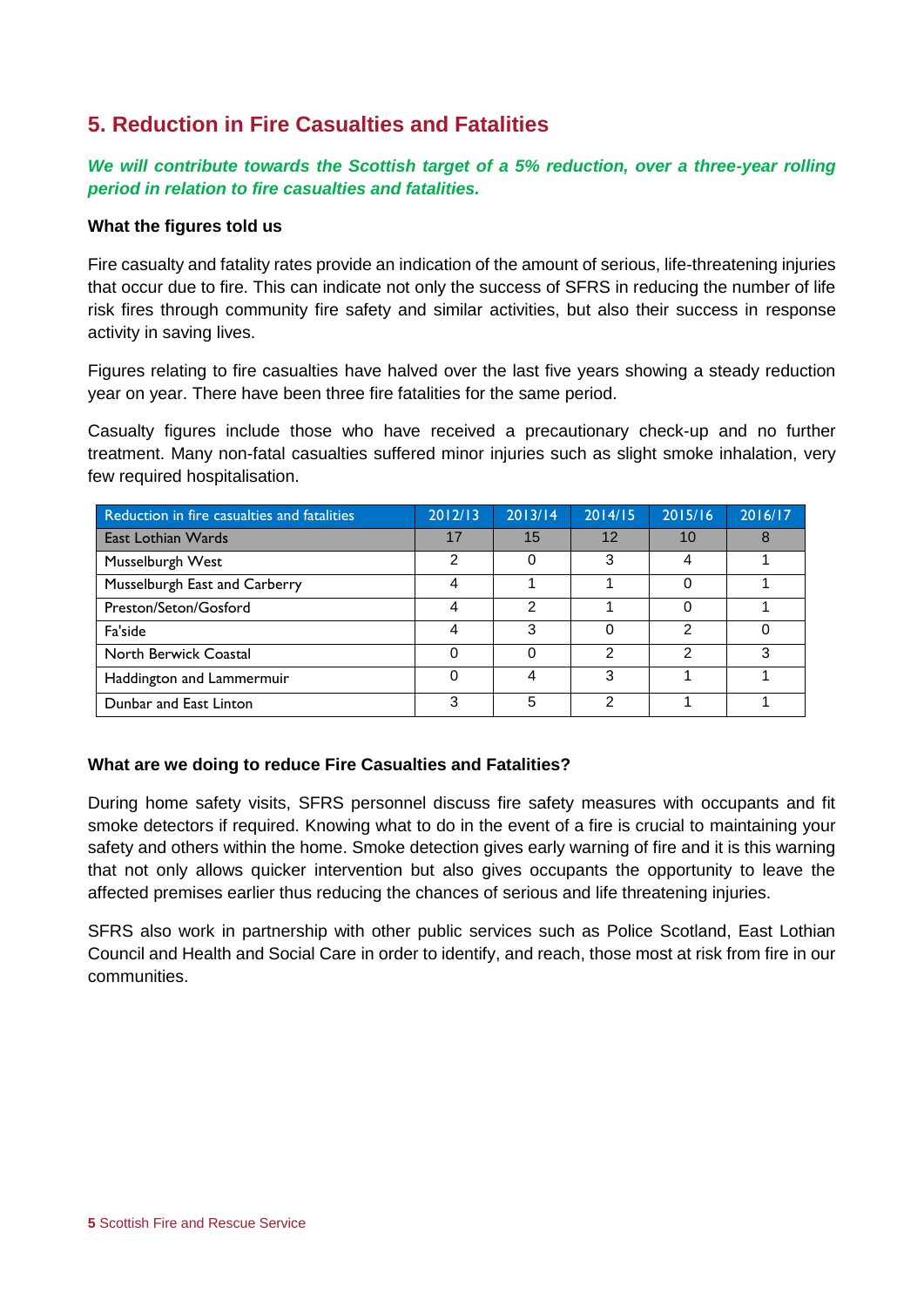## 5. Reduction in Fire Casualties and Fatalities

***We will contribute towards the Scottish target of a 5% reduction, over a three-year rolling period in relation to fire casualties and fatalities.***

**What the figures told us**

Fire casualty and fatality rates provide an indication of the amount of serious, life-threatening injuries that occur due to fire. This can indicate not only the success of SFRS in reducing the number of life risk fires through community fire safety and similar activities, but also their success in response activity in saving lives.

Figures relating to fire casualties have halved over the last five years showing a steady reduction year on year. There have been three fire fatalities for the same period.

Casualty figures include those who have received a precautionary check-up and no further treatment. Many non-fatal casualties suffered minor injuries such as slight smoke inhalation, very few required hospitalisation.

| Reduction in fire casualties and fatalities | 2012/13 | 2013/14 | 2014/15 | 2015/16 | 2016/17 |
|---|---|---|---|---|---|
| East Lothian Wards | 17 | 15 | 12 | 10 | 8 |
| Musselburgh West | 2 | 0 | 3 | 4 | 1 |
| Musselburgh East and Carberry | 4 | 1 | 1 | 0 | 1 |
| Preston/Seton/Gosford | 4 | 2 | 1 | 0 | 1 |
| Fa'side | 4 | 3 | 0 | 2 | 0 |
| North Berwick Coastal | 0 | 0 | 2 | 2 | 3 |
| Haddington and Lammermuir | 0 | 4 | 3 | 1 | 1 |
| Dunbar and East Linton | 3 | 5 | 2 | 1 | 1 |

**What are we doing to reduce Fire Casualties and Fatalities?**

During home safety visits, SFRS personnel discuss fire safety measures with occupants and fit smoke detectors if required. Knowing what to do in the event of a fire is crucial to maintaining your safety and others within the home. Smoke detection gives early warning of fire and it is this warning that not only allows quicker intervention but also gives occupants the opportunity to leave the affected premises earlier thus reducing the chances of serious and life threatening injuries.

SFRS also work in partnership with other public services such as Police Scotland, East Lothian Council and Health and Social Care in order to identify, and reach, those most at risk from fire in our communities.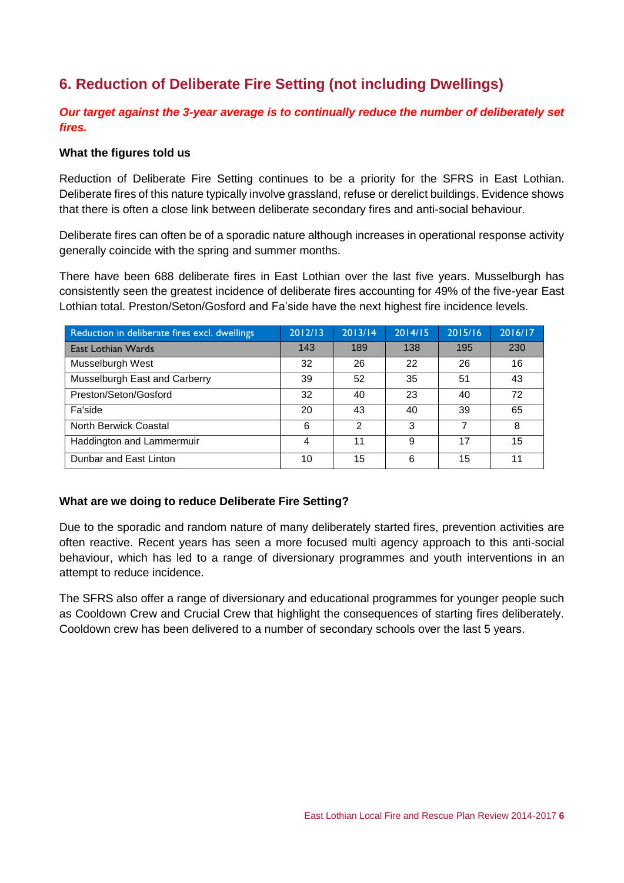## 6. Reduction of Deliberate Fire Setting (not including Dwellings)

***Our target against the 3-year average is to continually reduce the number of deliberately set fires.***

**What the figures told us**

Reduction of Deliberate Fire Setting continues to be a priority for the SFRS in East Lothian. Deliberate fires of this nature typically involve grassland, refuse or derelict buildings. Evidence shows that there is often a close link between deliberate secondary fires and anti-social behaviour.

Deliberate fires can often be of a sporadic nature although increases in operational response activity generally coincide with the spring and summer months.

There have been 688 deliberate fires in East Lothian over the last five years. Musselburgh has consistently seen the greatest incidence of deliberate fires accounting for 49% of the five-year East Lothian total. Preston/Seton/Gosford and Fa'side have the next highest fire incidence levels.

| Reduction in deliberate fires excl. dwellings | 2012/13 | 2013/14 | 2014/15 | 2015/16 | 2016/17 |
|---|---|---|---|---|---|
| East Lothian Wards | 143 | 189 | 138 | 195 | 230 |
| Musselburgh West | 32 | 26 | 22 | 26 | 16 |
| Musselburgh East and Carberry | 39 | 52 | 35 | 51 | 43 |
| Preston/Seton/Gosford | 32 | 40 | 23 | 40 | 72 |
| Fa'side | 20 | 43 | 40 | 39 | 65 |
| North Berwick Coastal | 6 | 2 | 3 | 7 | 8 |
| Haddington and Lammermuir | 4 | 11 | 9 | 17 | 15 |
| Dunbar and East Linton | 10 | 15 | 6 | 15 | 11 |

**What are we doing to reduce Deliberate Fire Setting?**

Due to the sporadic and random nature of many deliberately started fires, prevention activities are often reactive. Recent years has seen a more focused multi agency approach to this anti-social behaviour, which has led to a range of diversionary programmes and youth interventions in an attempt to reduce incidence.

The SFRS also offer a range of diversionary and educational programmes for younger people such as Cooldown Crew and Crucial Crew that highlight the consequences of starting fires deliberately. Cooldown crew has been delivered to a number of secondary schools over the last 5 years.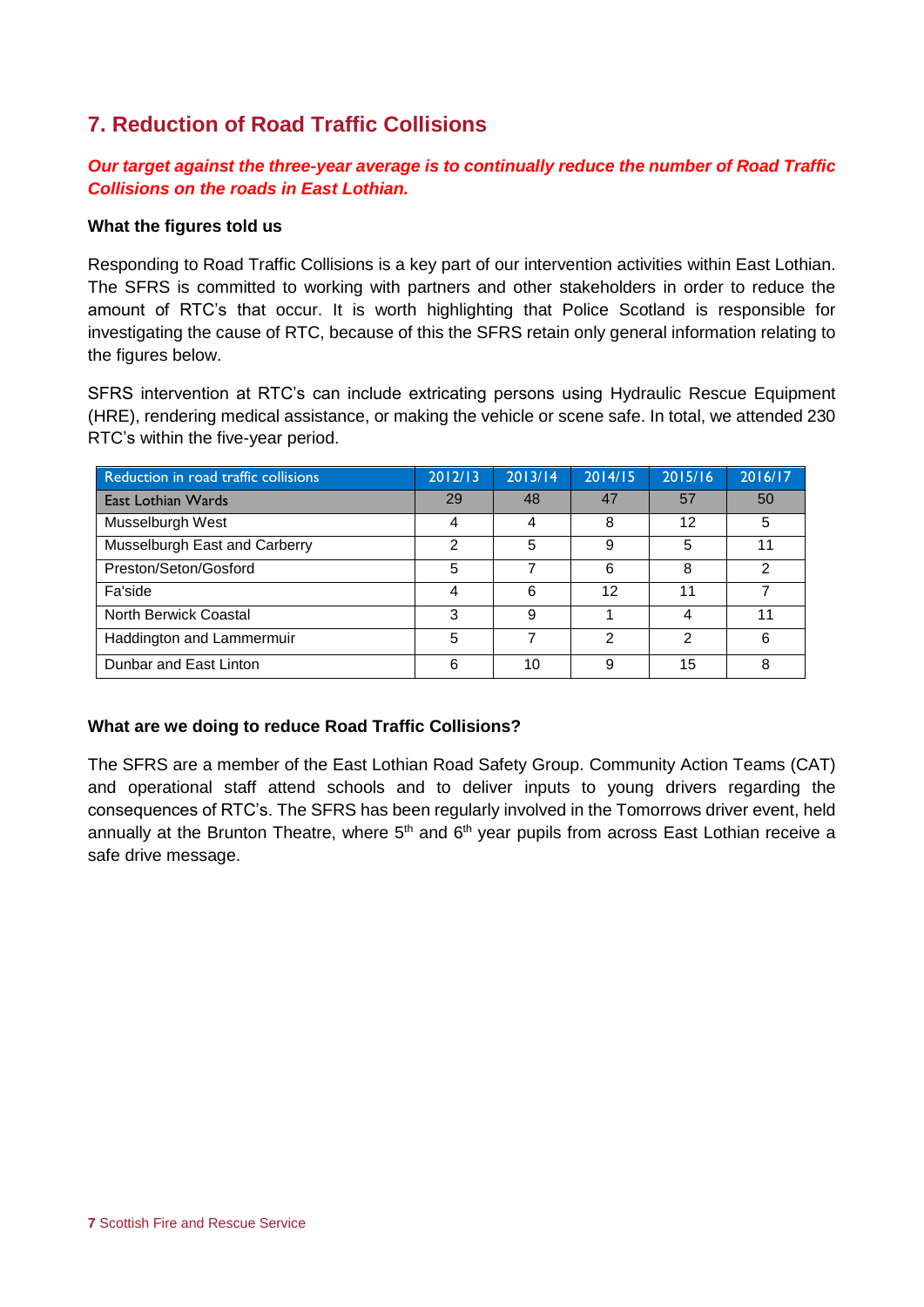## 7. Reduction of Road Traffic Collisions

***Our target against the three-year average is to continually reduce the number of Road Traffic Collisions on the roads in East Lothian.***

**What the figures told us**

Responding to Road Traffic Collisions is a key part of our intervention activities within East Lothian. The SFRS is committed to working with partners and other stakeholders in order to reduce the amount of RTC's that occur. It is worth highlighting that Police Scotland is responsible for investigating the cause of RTC, because of this the SFRS retain only general information relating to the figures below.

SFRS intervention at RTC's can include extricating persons using Hydraulic Rescue Equipment (HRE), rendering medical assistance, or making the vehicle or scene safe. In total, we attended 230 RTC's within the five-year period.

| Reduction in road traffic collisions | 2012/13 | 2013/14 | 2014/15 | 2015/16 | 2016/17 |
|---|---|---|---|---|---|
| East Lothian Wards | 29 | 48 | 47 | 57 | 50 |
| Musselburgh West | 4 | 4 | 8 | 12 | 5 |
| Musselburgh East and Carberry | 2 | 5 | 9 | 5 | 11 |
| Preston/Seton/Gosford | 5 | 7 | 6 | 8 | 2 |
| Fa'side | 4 | 6 | 12 | 11 | 7 |
| North Berwick Coastal | 3 | 9 | 1 | 4 | 11 |
| Haddington and Lammermuir | 5 | 7 | 2 | 2 | 6 |
| Dunbar and East Linton | 6 | 10 | 9 | 15 | 8 |

**What are we doing to reduce Road Traffic Collisions?**

The SFRS are a member of the East Lothian Road Safety Group. Community Action Teams (CAT) and operational staff attend schools and to deliver inputs to young drivers regarding the consequences of RTC's. The SFRS has been regularly involved in the Tomorrows driver event, held annually at the Brunton Theatre, where 5th and 6th year pupils from across East Lothian receive a safe drive message.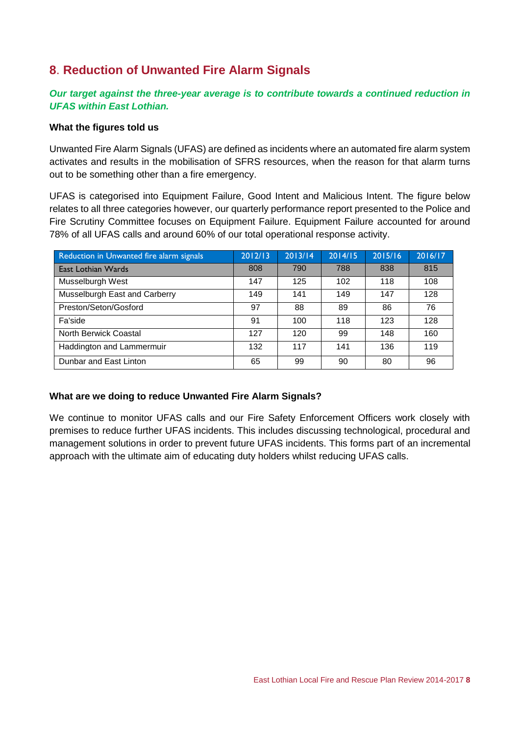## 8. Reduction of Unwanted Fire Alarm Signals

***Our target against the three-year average is to contribute towards a continued reduction in UFAS within East Lothian.***

**What the figures told us**

Unwanted Fire Alarm Signals (UFAS) are defined as incidents where an automated fire alarm system activates and results in the mobilisation of SFRS resources, when the reason for that alarm turns out to be something other than a fire emergency.

UFAS is categorised into Equipment Failure, Good Intent and Malicious Intent. The figure below relates to all three categories however, our quarterly performance report presented to the Police and Fire Scrutiny Committee focuses on Equipment Failure. Equipment Failure accounted for around 78% of all UFAS calls and around 60% of our total operational response activity.

| Reduction in Unwanted fire alarm signals | 2012/13 | 2013/14 | 2014/15 | 2015/16 | 2016/17 |
|---|---|---|---|---|---|
| East Lothian Wards | 808 | 790 | 788 | 838 | 815 |
| Musselburgh West | 147 | 125 | 102 | 118 | 108 |
| Musselburgh East and Carberry | 149 | 141 | 149 | 147 | 128 |
| Preston/Seton/Gosford | 97 | 88 | 89 | 86 | 76 |
| Fa'side | 91 | 100 | 118 | 123 | 128 |
| North Berwick Coastal | 127 | 120 | 99 | 148 | 160 |
| Haddington and Lammermuir | 132 | 117 | 141 | 136 | 119 |
| Dunbar and East Linton | 65 | 99 | 90 | 80 | 96 |

**What are we doing to reduce Unwanted Fire Alarm Signals?**

We continue to monitor UFAS calls and our Fire Safety Enforcement Officers work closely with premises to reduce further UFAS incidents. This includes discussing technological, procedural and management solutions in order to prevent future UFAS incidents. This forms part of an incremental approach with the ultimate aim of educating duty holders whilst reducing UFAS calls.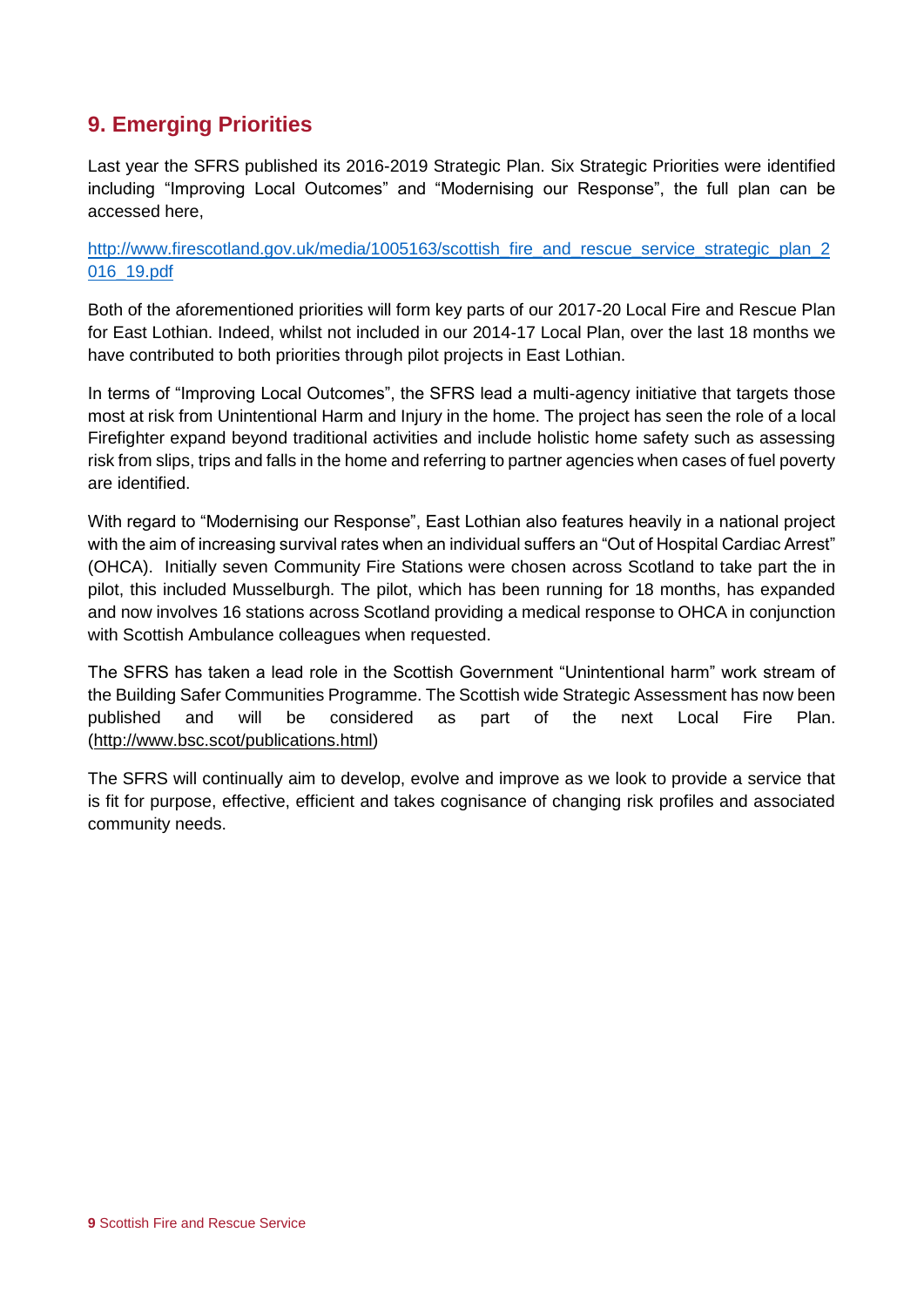## 9. Emerging Priorities

Last year the SFRS published its 2016-2019 Strategic Plan. Six Strategic Priorities were identified including "Improving Local Outcomes" and "Modernising our Response", the full plan can be accessed here,

http://www.firescotland.gov.uk/media/1005163/scottish_fire_and_rescue_service_strategic_plan_2016_19.pdf

Both of the aforementioned priorities will form key parts of our 2017-20 Local Fire and Rescue Plan for East Lothian. Indeed, whilst not included in our 2014-17 Local Plan, over the last 18 months we have contributed to both priorities through pilot projects in East Lothian.

In terms of "Improving Local Outcomes", the SFRS lead a multi-agency initiative that targets those most at risk from Unintentional Harm and Injury in the home. The project has seen the role of a local Firefighter expand beyond traditional activities and include holistic home safety such as assessing risk from slips, trips and falls in the home and referring to partner agencies when cases of fuel poverty are identified.

With regard to "Modernising our Response", East Lothian also features heavily in a national project with the aim of increasing survival rates when an individual suffers an "Out of Hospital Cardiac Arrest" (OHCA). Initially seven Community Fire Stations were chosen across Scotland to take part the in pilot, this included Musselburgh. The pilot, which has been running for 18 months, has expanded and now involves 16 stations across Scotland providing a medical response to OHCA in conjunction with Scottish Ambulance colleagues when requested.

The SFRS has taken a lead role in the Scottish Government "Unintentional harm" work stream of the Building Safer Communities Programme. The Scottish wide Strategic Assessment has now been published and will be considered as part of the next Local Fire Plan. (http://www.bsc.scot/publications.html)

The SFRS will continually aim to develop, evolve and improve as we look to provide a service that is fit for purpose, effective, efficient and takes cognisance of changing risk profiles and associated community needs.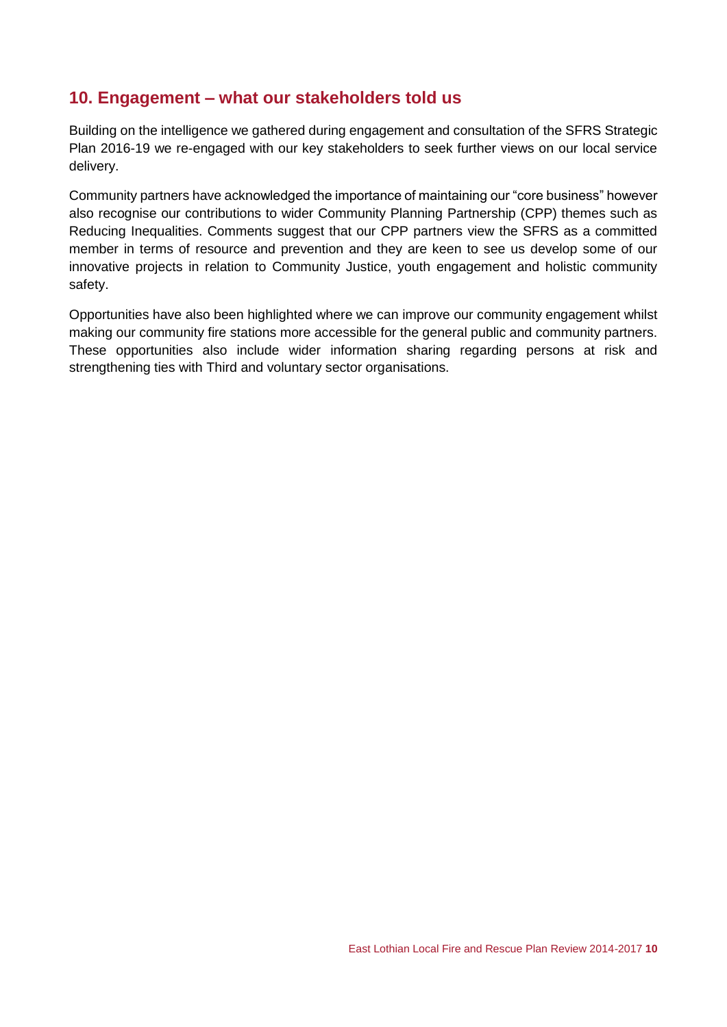## 10. Engagement – what our stakeholders told us

Building on the intelligence we gathered during engagement and consultation of the SFRS Strategic Plan 2016-19 we re-engaged with our key stakeholders to seek further views on our local service delivery.

Community partners have acknowledged the importance of maintaining our "core business" however also recognise our contributions to wider Community Planning Partnership (CPP) themes such as Reducing Inequalities. Comments suggest that our CPP partners view the SFRS as a committed member in terms of resource and prevention and they are keen to see us develop some of our innovative projects in relation to Community Justice, youth engagement and holistic community safety.

Opportunities have also been highlighted where we can improve our community engagement whilst making our community fire stations more accessible for the general public and community partners. These opportunities also include wider information sharing regarding persons at risk and strengthening ties with Third and voluntary sector organisations.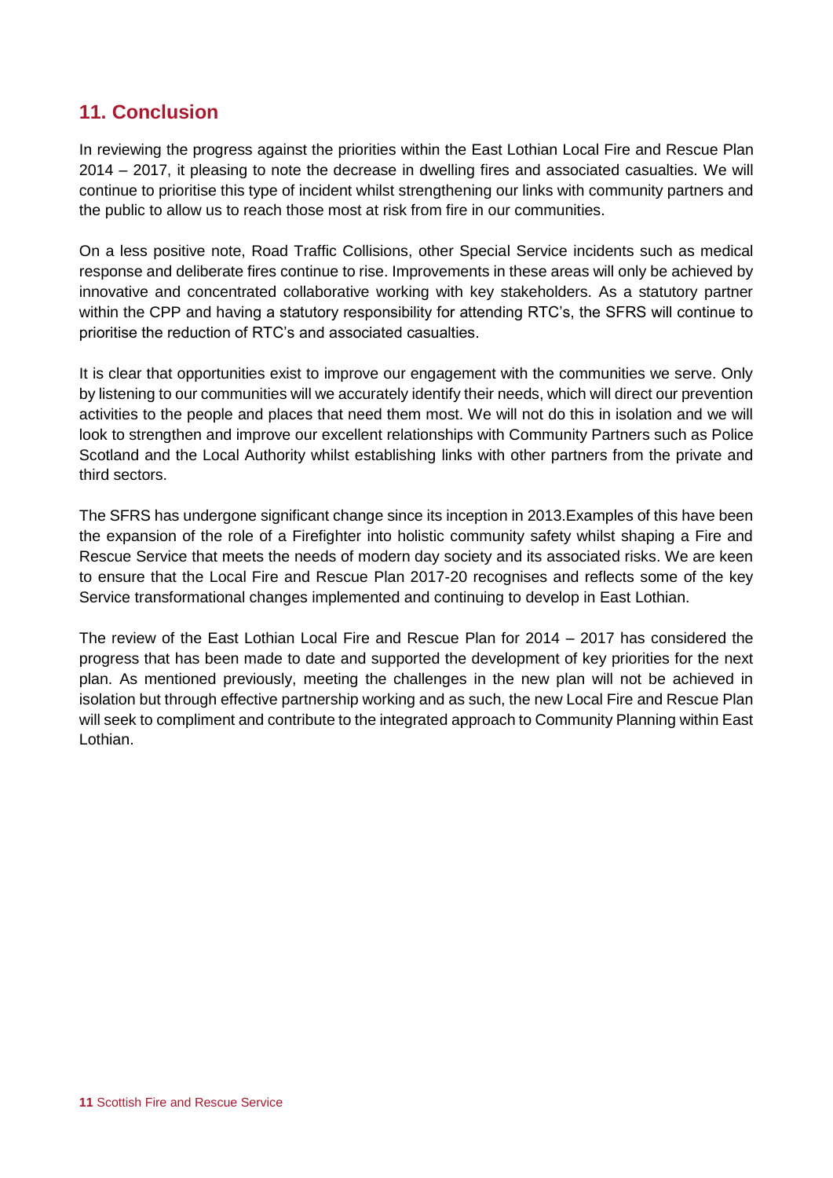## 11. Conclusion

In reviewing the progress against the priorities within the East Lothian Local Fire and Rescue Plan 2014 – 2017, it pleasing to note the decrease in dwelling fires and associated casualties. We will continue to prioritise this type of incident whilst strengthening our links with community partners and the public to allow us to reach those most at risk from fire in our communities.

On a less positive note, Road Traffic Collisions, other Special Service incidents such as medical response and deliberate fires continue to rise. Improvements in these areas will only be achieved by innovative and concentrated collaborative working with key stakeholders. As a statutory partner within the CPP and having a statutory responsibility for attending RTC's, the SFRS will continue to prioritise the reduction of RTC's and associated casualties.

It is clear that opportunities exist to improve our engagement with the communities we serve. Only by listening to our communities will we accurately identify their needs, which will direct our prevention activities to the people and places that need them most. We will not do this in isolation and we will look to strengthen and improve our excellent relationships with Community Partners such as Police Scotland and the Local Authority whilst establishing links with other partners from the private and third sectors.

The SFRS has undergone significant change since its inception in 2013.Examples of this have been the expansion of the role of a Firefighter into holistic community safety whilst shaping a Fire and Rescue Service that meets the needs of modern day society and its associated risks. We are keen to ensure that the Local Fire and Rescue Plan 2017-20 recognises and reflects some of the key Service transformational changes implemented and continuing to develop in East Lothian.

The review of the East Lothian Local Fire and Rescue Plan for 2014 – 2017 has considered the progress that has been made to date and supported the development of key priorities for the next plan. As mentioned previously, meeting the challenges in the new plan will not be achieved in isolation but through effective partnership working and as such, the new Local Fire and Rescue Plan will seek to compliment and contribute to the integrated approach to Community Planning within East Lothian.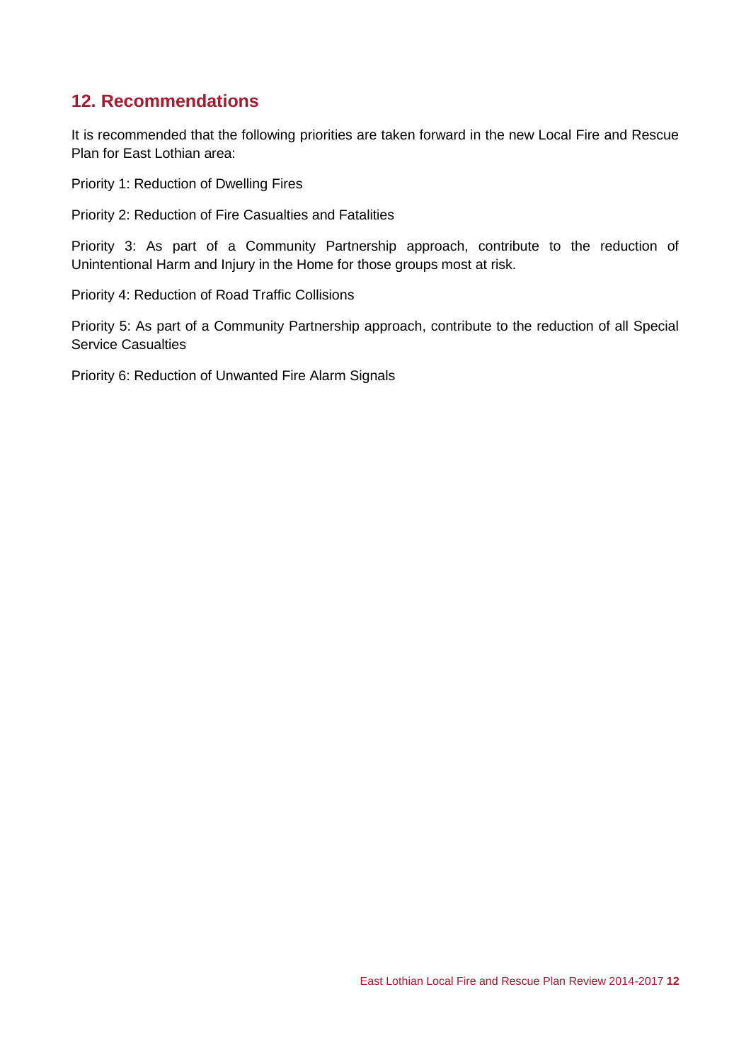## 12. Recommendations

It is recommended that the following priorities are taken forward in the new Local Fire and Rescue Plan for East Lothian area:

Priority 1: Reduction of Dwelling Fires

Priority 2: Reduction of Fire Casualties and Fatalities

Priority 3: As part of a Community Partnership approach, contribute to the reduction of Unintentional Harm and Injury in the Home for those groups most at risk.

Priority 4: Reduction of Road Traffic Collisions

Priority 5: As part of a Community Partnership approach, contribute to the reduction of all Special Service Casualties

Priority 6: Reduction of Unwanted Fire Alarm Signals